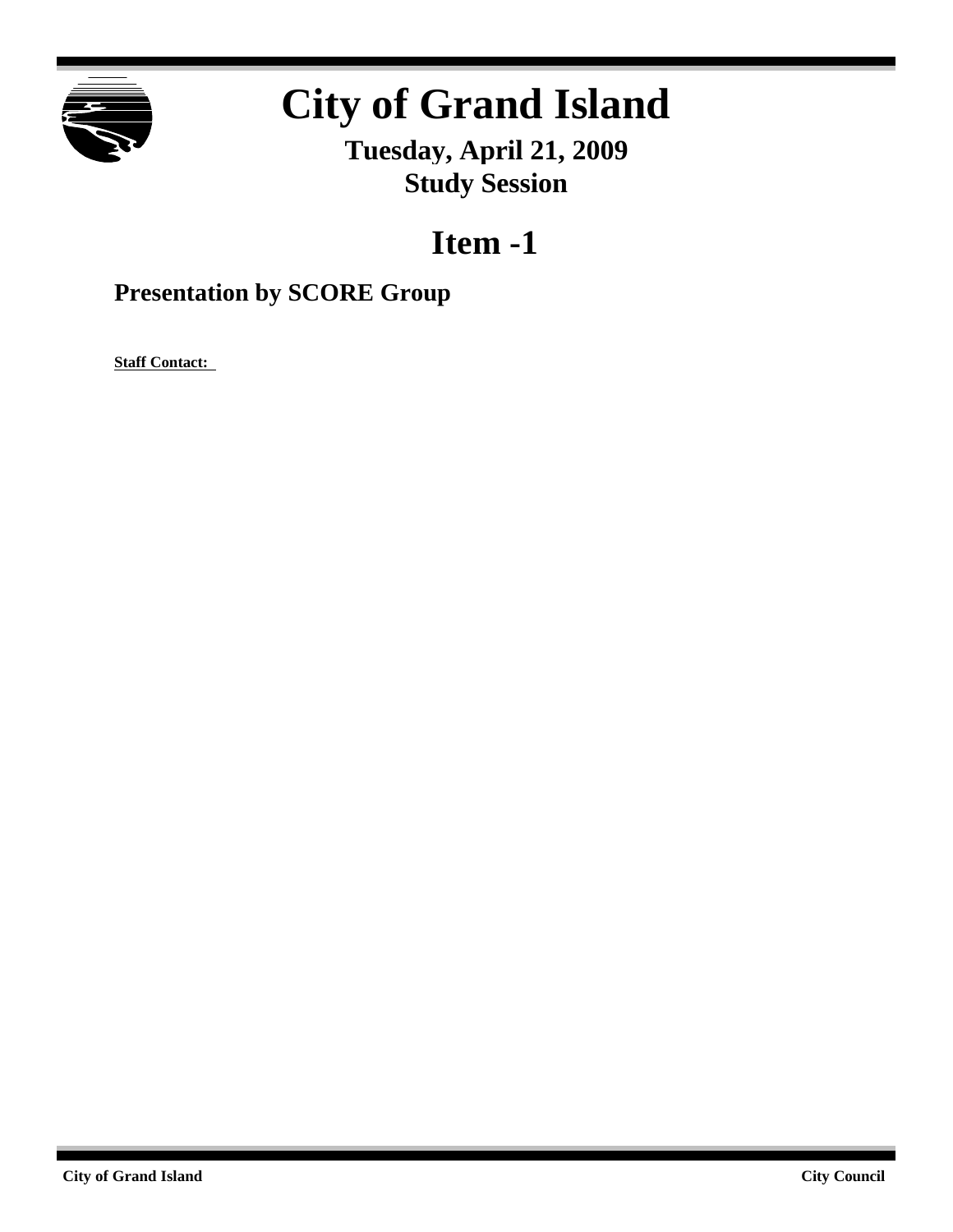# City of Grand Island

**Tuesday, April 21, 2009**
**Study Session**

## Item -1

### Presentation by SCORE Group

**Staff Contact:**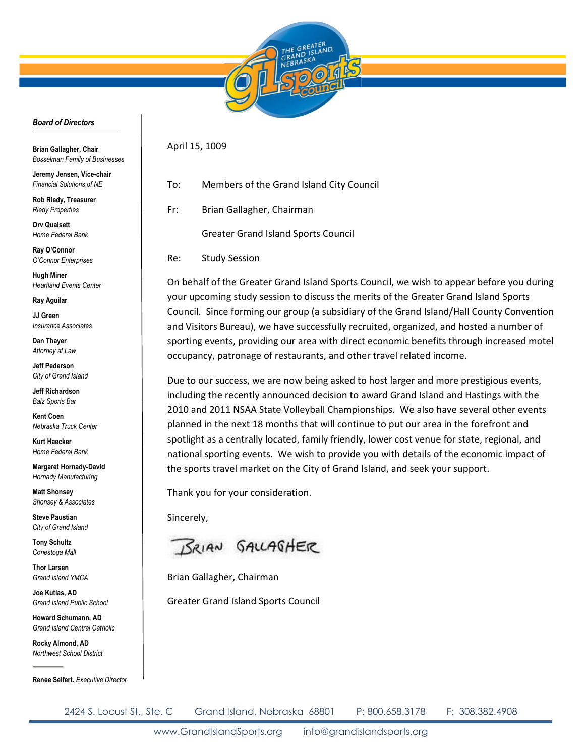THE GREATER GRAND ISLAND, NEBRASKA gi sports council

***Board of Directors***

**Brian Gallagher, Chair**
*Bosselman Family of Businesses*

**Jeremy Jensen, Vice-chair**
*Financial Solutions of NE*

**Rob Riedy, Treasurer**
*Riedy Properties*

**Orv Qualsett**
*Home Federal Bank*

**Ray O'Connor**
*O'Connor Enterprises*

**Hugh Miner**
*Heartland Events Center*

**Ray Aguilar**

**JJ Green**
*Insurance Associates*

**Dan Thayer**
*Attorney at Law*

**Jeff Pederson**
*City of Grand Island*

**Jeff Richardson**
*Balz Sports Bar*

**Kent Coen**
*Nebraska Truck Center*

**Kurt Haecker**
*Home Federal Bank*

**Margaret Hornady-David**
*Hornady Manufacturing*

**Matt Shonsey**
*Shonsey & Associates*

**Steve Paustian**
*City of Grand Island*

**Tony Schultz**
*Conestoga Mall*

**Thor Larsen**
*Grand Island YMCA*

**Joe Kutlas, AD**
*Grand Island Public School*

**Howard Schumann, AD**
*Grand Island Central Catholic*

**Rocky Almond, AD**
*Northwest School District*

**Renee Seifert.** *Executive Director*

April 15, 1009

To: Members of the Grand Island City Council

Fr: Brian Gallagher, Chairman

Greater Grand Island Sports Council

Re: Study Session

On behalf of the Greater Grand Island Sports Council, we wish to appear before you during your upcoming study session to discuss the merits of the Greater Grand Island Sports Council. Since forming our group (a subsidiary of the Grand Island/Hall County Convention and Visitors Bureau), we have successfully recruited, organized, and hosted a number of sporting events, providing our area with direct economic benefits through increased motel occupancy, patronage of restaurants, and other travel related income.

Due to our success, we are now being asked to host larger and more prestigious events, including the recently announced decision to award Grand Island and Hastings with the 2010 and 2011 NSAA State Volleyball Championships. We also have several other events planned in the next 18 months that will continue to put our area in the forefront and spotlight as a centrally located, family friendly, lower cost venue for state, regional, and national sporting events. We wish to provide you with details of the economic impact of the sports travel market on the City of Grand Island, and seek your support.

Thank you for your consideration.

Sincerely,

BRIAN GALLAGHER

Brian Gallagher, Chairman

Greater Grand Island Sports Council

2424 S. Locust St., Ste. C Grand Island, Nebraska 68801 P: 800.658.3178 F: 308.382.4908

www.GrandIslandSports.org info@grandislandsports.org